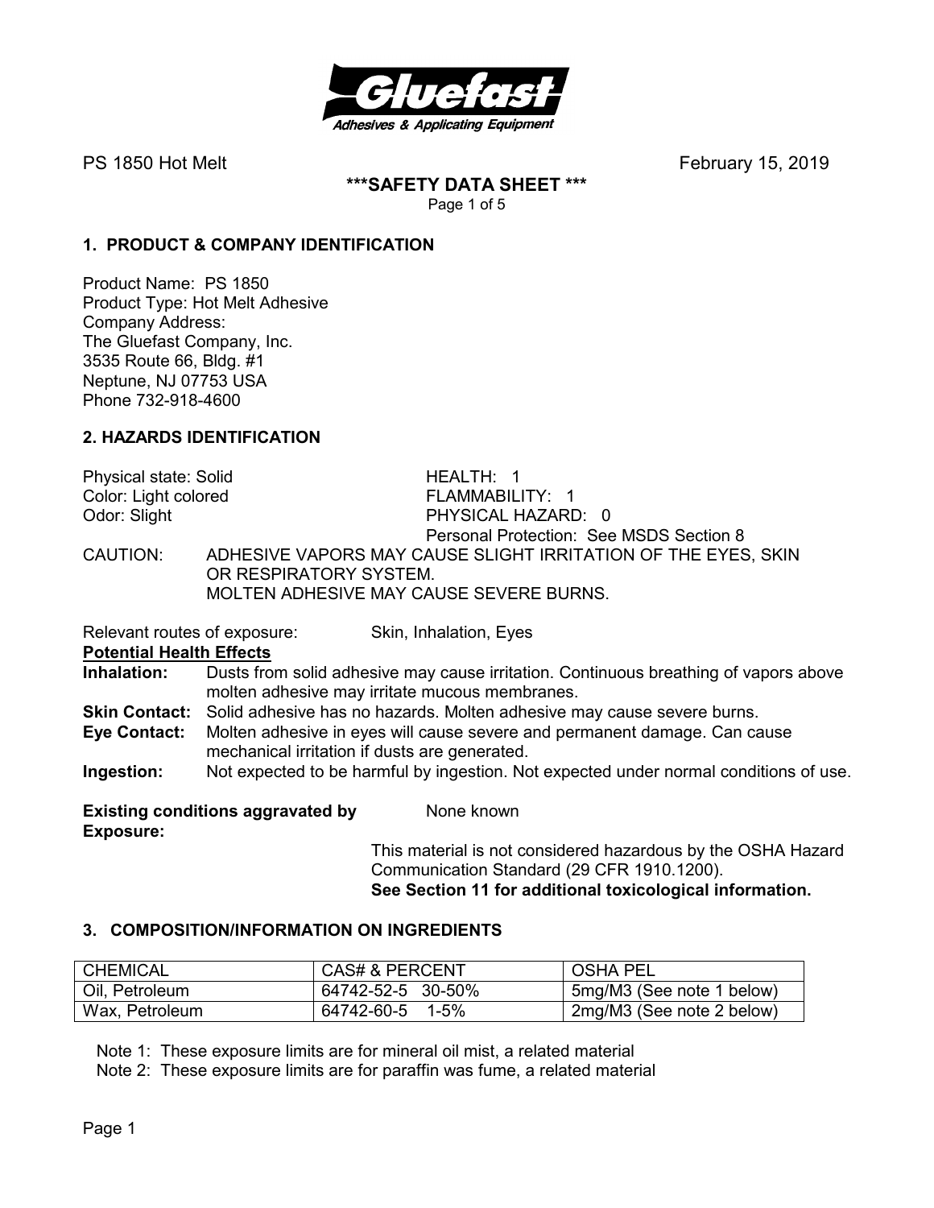PS 1850 Hot Melt February 15, 2019

**\*\*\*SAFETY DATA SHEET \*\*\***

## 1. PRODUCT & COMPANY IDENTIFICATION

Product Name: PS 1850
Product Type: Hot Melt Adhesive
Company Address:
The Gluefast Company, Inc.
3535 Route 66, Bldg. #1
Neptune, NJ 07753 USA
Phone 732-918-4600

## 2. HAZARDS IDENTIFICATION

Physical state: Solid
Color: Light colored
Odor: Slight

HEALTH: 1
FLAMMABILITY: 1
PHYSICAL HAZARD: 0
Personal Protection: See MSDS Section 8

CAUTION: ADHESIVE VAPORS MAY CAUSE SLIGHT IRRITATION OF THE EYES, SKIN OR RESPIRATORY SYSTEM.
MOLTEN ADHESIVE MAY CAUSE SEVERE BURNS.

Relevant routes of exposure: Skin, Inhalation, Eyes

**Potential Health Effects**

**Inhalation:** Dusts from solid adhesive may cause irritation. Continuous breathing of vapors above molten adhesive may irritate mucous membranes.

**Skin Contact:** Solid adhesive has no hazards. Molten adhesive may cause severe burns.

**Eye Contact:** Molten adhesive in eyes will cause severe and permanent damage. Can cause mechanical irritation if dusts are generated.

**Ingestion:** Not expected to be harmful by ingestion. Not expected under normal conditions of use.

**Existing conditions aggravated by Exposure:** None known

This material is not considered hazardous by the OSHA Hazard Communication Standard (29 CFR 1910.1200).
**See Section 11 for additional toxicological information.**

## 3. COMPOSITION/INFORMATION ON INGREDIENTS

| CHEMICAL | CAS# & PERCENT | OSHA PEL |
|---|---|---|
| Oil, Petroleum | 64742-52-5 30-50% | 5mg/M3 (See note 1 below) |
| Wax, Petroleum | 64742-60-5 1-5% | 2mg/M3 (See note 2 below) |

Note 1: These exposure limits are for mineral oil mist, a related material
Note 2: These exposure limits are for paraffin was fume, a related material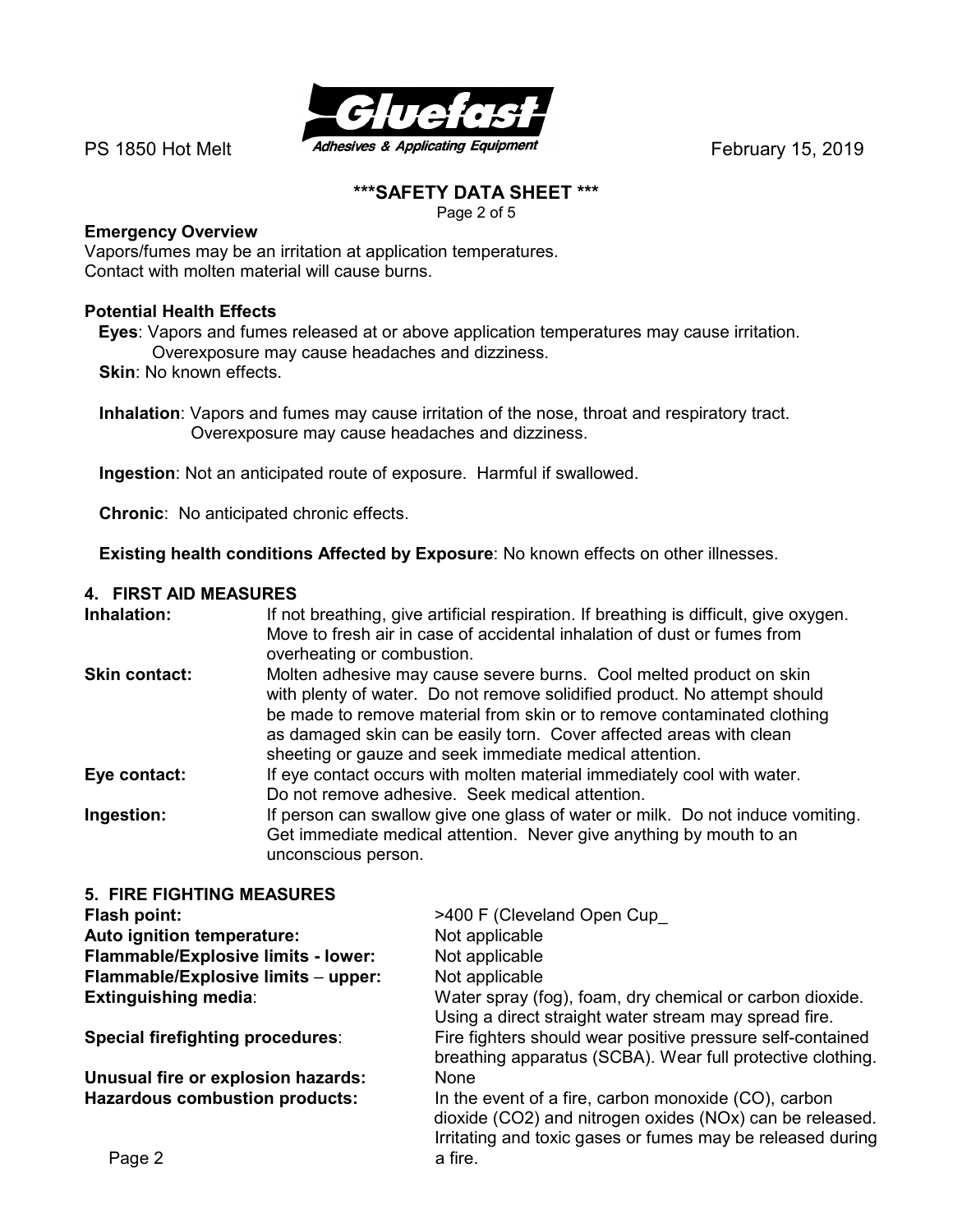## \*\*\*SAFETY DATA SHEET \*\*\*

**Emergency Overview**

Vapors/fumes may be an irritation at application temperatures.
Contact with molten material will cause burns.

**Potential Health Effects**

**Eyes**: Vapors and fumes released at or above application temperatures may cause irritation. Overexposure may cause headaches and dizziness.

**Skin**: No known effects.

**Inhalation**: Vapors and fumes may cause irritation of the nose, throat and respiratory tract. Overexposure may cause headaches and dizziness.

**Ingestion**: Not an anticipated route of exposure. Harmful if swallowed.

**Chronic**: No anticipated chronic effects.

**Existing health conditions Affected by Exposure**: No known effects on other illnesses.

## 4. FIRST AID MEASURES

**Inhalation:** If not breathing, give artificial respiration. If breathing is difficult, give oxygen. Move to fresh air in case of accidental inhalation of dust or fumes from overheating or combustion.

**Skin contact:** Molten adhesive may cause severe burns. Cool melted product on skin with plenty of water. Do not remove solidified product. No attempt should be made to remove material from skin or to remove contaminated clothing as damaged skin can be easily torn. Cover affected areas with clean sheeting or gauze and seek immediate medical attention.

**Eye contact:** If eye contact occurs with molten material immediately cool with water. Do not remove adhesive. Seek medical attention.

**Ingestion:** If person can swallow give one glass of water or milk. Do not induce vomiting. Get immediate medical attention. Never give anything by mouth to an unconscious person.

## 5. FIRE FIGHTING MEASURES

**Flash point:** >400 F (Cleveland Open Cup_

**Auto ignition temperature:** Not applicable

**Flammable/Explosive limits - lower:** Not applicable

**Flammable/Explosive limits – upper:** Not applicable

**Extinguishing media**: Water spray (fog), foam, dry chemical or carbon dioxide. Using a direct straight water stream may spread fire.

**Special firefighting procedures**: Fire fighters should wear positive pressure self-contained breathing apparatus (SCBA). Wear full protective clothing.

**Unusual fire or explosion hazards:** None

**Hazardous combustion products:** In the event of a fire, carbon monoxide (CO), carbon dioxide ($CO_2$) and nitrogen oxides ($NO_x$) can be released. Irritating and toxic gases or fumes may be released during a fire.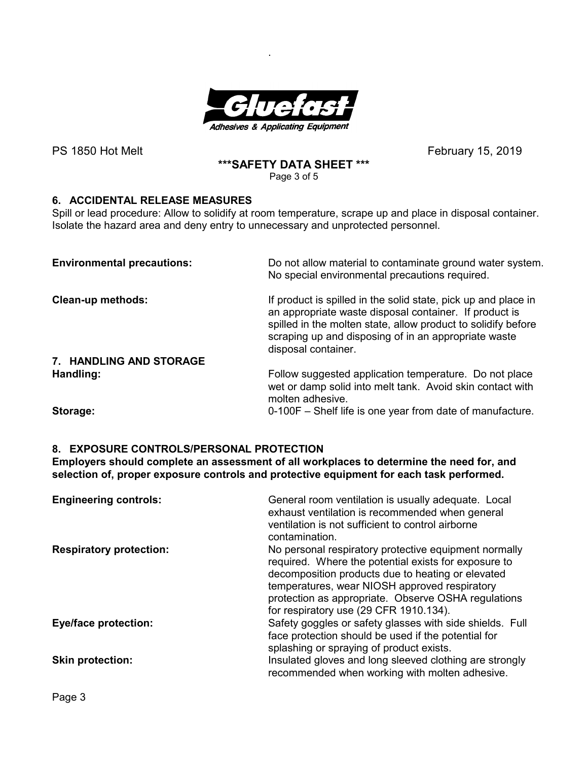PS 1850 Hot Melt February 15, 2019

**\*\*\*SAFETY DATA SHEET \*\*\***

## 6. ACCIDENTAL RELEASE MEASURES

Spill or lead procedure: Allow to solidify at room temperature, scrape up and place in disposal container. Isolate the hazard area and deny entry to unnecessary and unprotected personnel.

**Environmental precautions:** Do not allow material to contaminate ground water system. No special environmental precautions required.

**Clean-up methods:** If product is spilled in the solid state, pick up and place in an appropriate waste disposal container. If product is spilled in the molten state, allow product to solidify before scraping up and disposing of in an appropriate waste disposal container.

## 7. HANDLING AND STORAGE

**Handling:** Follow suggested application temperature. Do not place wet or damp solid into melt tank. Avoid skin contact with molten adhesive.

**Storage:** 0-100F – Shelf life is one year from date of manufacture.

## 8. EXPOSURE CONTROLS/PERSONAL PROTECTION

**Employers should complete an assessment of all workplaces to determine the need for, and selection of, proper exposure controls and protective equipment for each task performed.**

**Engineering controls:** General room ventilation is usually adequate. Local exhaust ventilation is recommended when general ventilation is not sufficient to control airborne contamination.

**Respiratory protection:** No personal respiratory protective equipment normally required. Where the potential exists for exposure to decomposition products due to heating or elevated temperatures, wear NIOSH approved respiratory protection as appropriate. Observe OSHA regulations for respiratory use (29 CFR 1910.134).

**Eye/face protection:** Safety goggles or safety glasses with side shields. Full face protection should be used if the potential for splashing or spraying of product exists.

**Skin protection:** Insulated gloves and long sleeved clothing are strongly recommended when working with molten adhesive.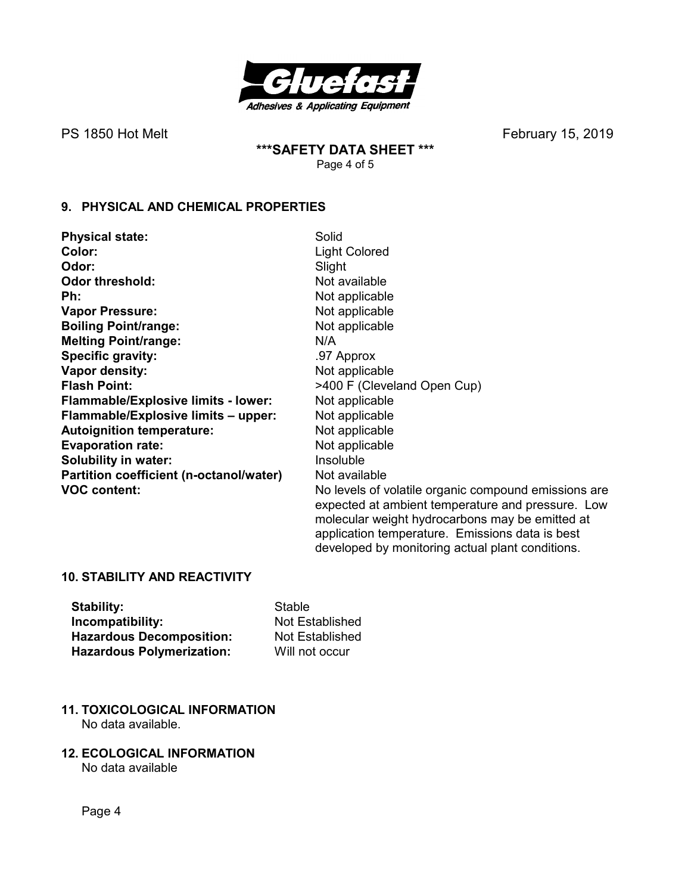## 9. PHYSICAL AND CHEMICAL PROPERTIES

| | |
|---|---|
| **Physical state:** | Solid |
| **Color:** | Light Colored |
| **Odor:** | Slight |
| **Odor threshold:** | Not available |
| **Ph:** | Not applicable |
| **Vapor Pressure:** | Not applicable |
| **Boiling Point/range:** | Not applicable |
| **Melting Point/range:** | N/A |
| **Specific gravity:** | .97 Approx |
| **Vapor density:** | Not applicable |
| **Flash Point:** | >400 F (Cleveland Open Cup) |
| **Flammable/Explosive limits - lower:** | Not applicable |
| **Flammable/Explosive limits – upper:** | Not applicable |
| **Autoignition temperature:** | Not applicable |
| **Evaporation rate:** | Not applicable |
| **Solubility in water:** | Insoluble |
| **Partition coefficient (n-octanol/water)** | Not available |
| **VOC content:** | No levels of volatile organic compound emissions are expected at ambient temperature and pressure. Low molecular weight hydrocarbons may be emitted at application temperature. Emissions data is best developed by monitoring actual plant conditions. |

## 10. STABILITY AND REACTIVITY

| | |
|---|---|
| **Stability:** | Stable |
| **Incompatibility:** | Not Established |
| **Hazardous Decomposition:** | Not Established |
| **Hazardous Polymerization:** | Will not occur |

## 11. TOXICOLOGICAL INFORMATION

No data available.

## 12. ECOLOGICAL INFORMATION

No data available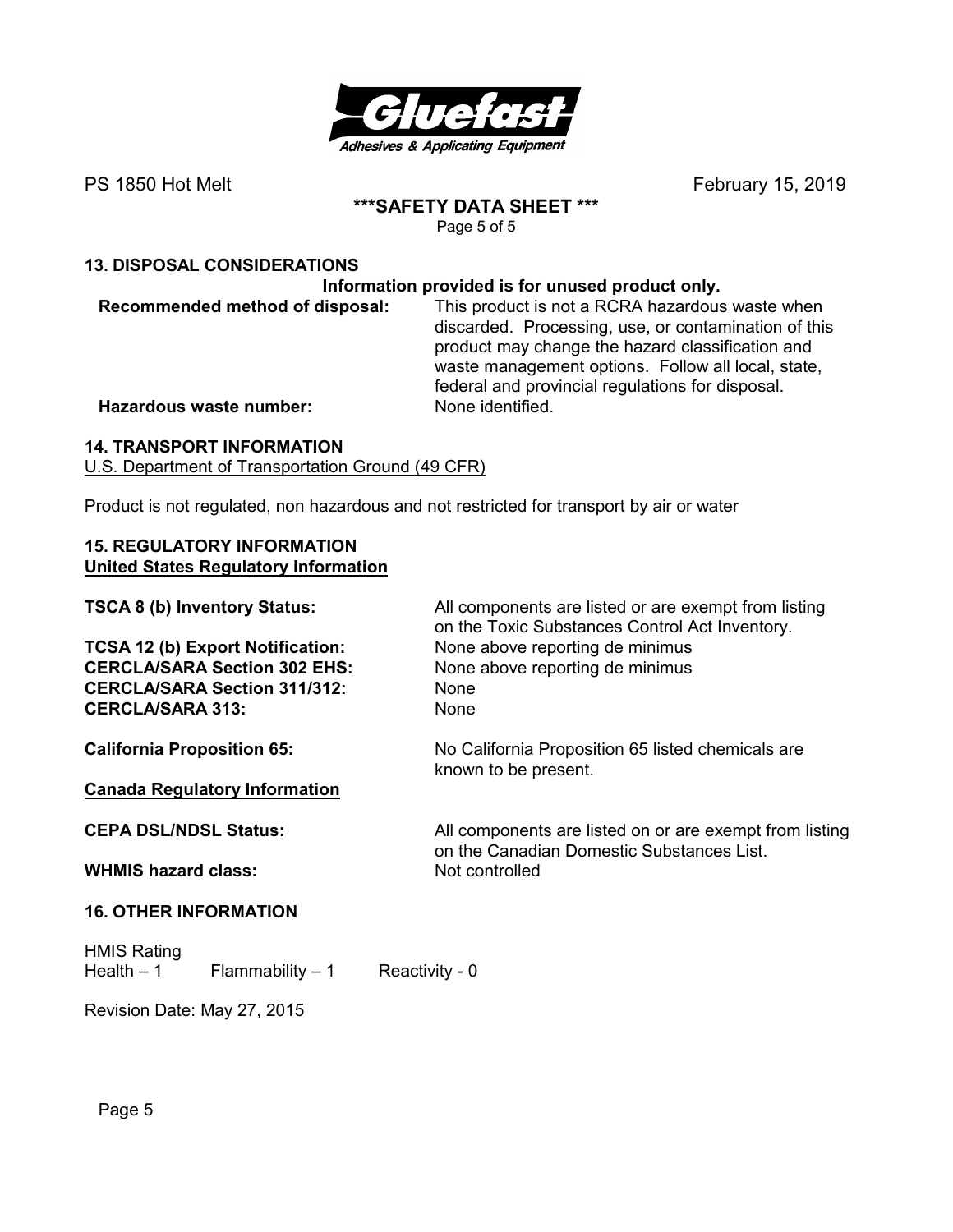## 13. DISPOSAL CONSIDERATIONS

**Information provided is for unused product only.**

| | |
|---|---|
| **Recommended method of disposal:** | This product is not a RCRA hazardous waste when discarded. Processing, use, or contamination of this product may change the hazard classification and waste management options. Follow all local, state, federal and provincial regulations for disposal. |
| **Hazardous waste number:** | None identified. |

## 14. TRANSPORT INFORMATION

U.S. Department of Transportation Ground (49 CFR)

Product is not regulated, non hazardous and not restricted for transport by air or water

## 15. REGULATORY INFORMATION

**United States Regulatory Information**

| | |
|---|---|
| **TSCA 8 (b) Inventory Status:** | All components are listed or are exempt from listing on the Toxic Substances Control Act Inventory. |
| **TCSA 12 (b) Export Notification:** | None above reporting de minimus |
| **CERCLA/SARA Section 302 EHS:** | None above reporting de minimus |
| **CERCLA/SARA Section 311/312:** | None |
| **CERCLA/SARA 313:** | None |
| **California Proposition 65:** | No California Proposition 65 listed chemicals are known to be present. |

**Canada Regulatory Information**

| | |
|---|---|
| **CEPA DSL/NDSL Status:** | All components are listed on or are exempt from listing on the Canadian Domestic Substances List. |
| **WHMIS hazard class:** | Not controlled |

## 16. OTHER INFORMATION

HMIS Rating

Health – 1 Flammability – 1 Reactivity - 0

Revision Date: May 27, 2015